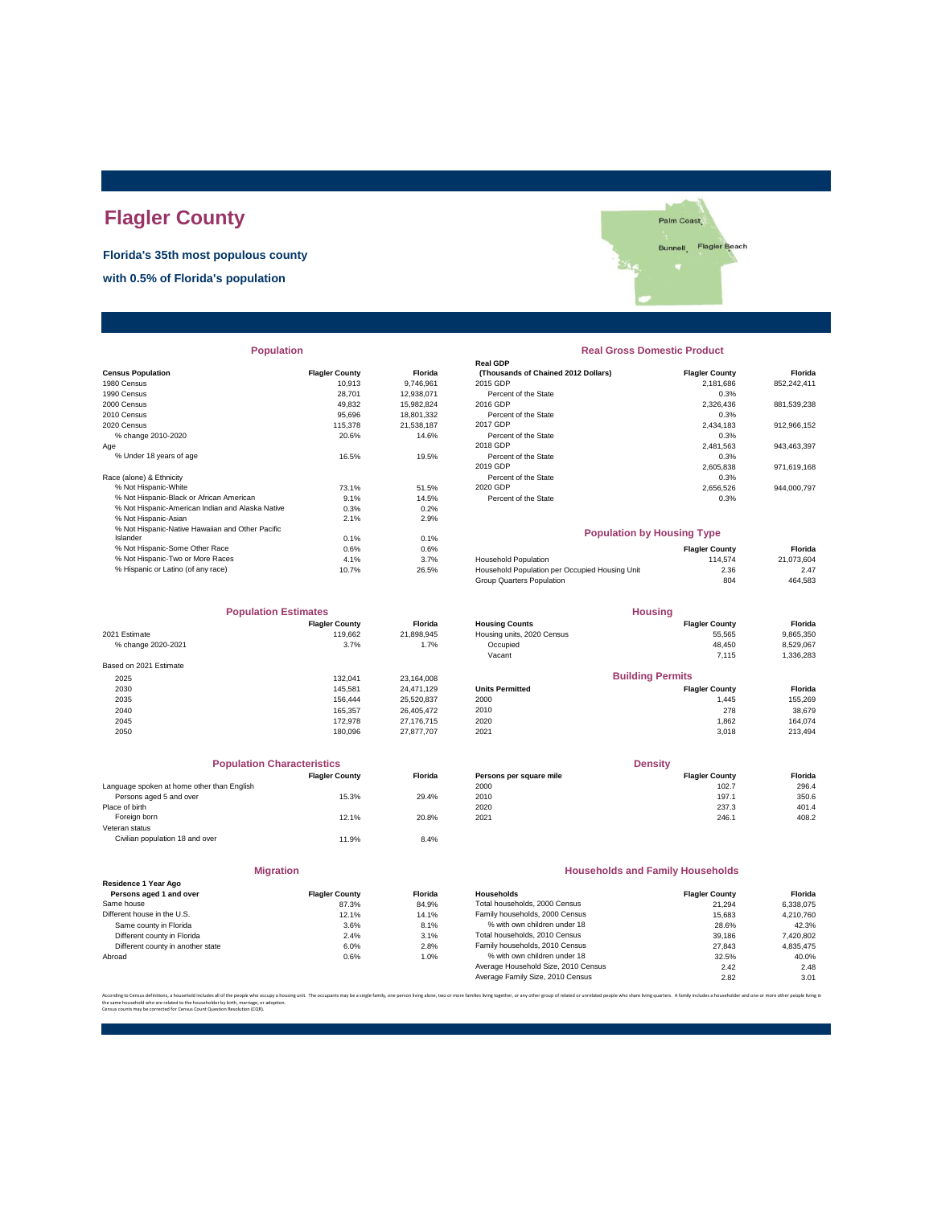# Flagler County

**Florida's 35th most populous county**

**with 0.5% of Florida's population**

## Population

| Census Population | Flagler County | Florida |
|---|---|---|
| 1980 Census | 10,913 | 9,746,961 |
| 1990 Census | 28,701 | 12,938,071 |
| 2000 Census | 49,832 | 15,982,824 |
| 2010 Census | 95,696 | 18,801,332 |
| 2020 Census | 115,378 | 21,538,187 |
| % change 2010-2020 | 20.6% | 14.6% |
| Age | | |
| % Under 18 years of age | 16.5% | 19.5% |
| Race (alone) & Ethnicity | | |
| % Not Hispanic-White | 73.1% | 51.5% |
| % Not Hispanic-Black or African American | 9.1% | 14.5% |
| % Not Hispanic-American Indian and Alaska Native | 0.3% | 0.2% |
| % Not Hispanic-Asian | 2.1% | 2.9% |
| % Not Hispanic-Native Hawaiian and Other Pacific Islander | 0.1% | 0.1% |
| % Not Hispanic-Some Other Race | 0.6% | 0.6% |
| % Not Hispanic-Two or More Races | 4.1% | 3.7% |
| % Hispanic or Latino (of any race) | 10.7% | 26.5% |

## Real Gross Domestic Product

| Real GDP (Thousands of Chained 2012 Dollars) | Flagler County | Florida |
|---|---|---|
| 2015 GDP | 2,181,686 | 852,242,411 |
| Percent of the State | 0.3% | |
| 2016 GDP | 2,326,436 | 881,539,238 |
| Percent of the State | 0.3% | |
| 2017 GDP | 2,434,183 | 912,966,152 |
| Percent of the State | 0.3% | |
| 2018 GDP | 2,481,563 | 943,463,397 |
| Percent of the State | 0.3% | |
| 2019 GDP | 2,605,838 | 971,619,168 |
| Percent of the State | 0.3% | |
| 2020 GDP | 2,656,526 | 944,000,797 |
| Percent of the State | 0.3% | |

## Population by Housing Type

| | Flagler County | Florida |
|---|---|---|
| Household Population | 114,574 | 21,073,604 |
| Household Population per Occupied Housing Unit | 2.36 | 2.47 |
| Group Quarters Population | 804 | 464,583 |

## Population Estimates

| | Flagler County | Florida |
|---|---|---|
| 2021 Estimate | 119,662 | 21,898,945 |
| % change 2020-2021 | 3.7% | 1.7% |
| Based on 2021 Estimate | | |
| 2025 | 132,041 | 23,164,008 |
| 2030 | 145,581 | 24,471,129 |
| 2035 | 156,444 | 25,520,837 |
| 2040 | 165,357 | 26,405,472 |
| 2045 | 172,978 | 27,176,715 |
| 2050 | 180,096 | 27,877,707 |

## Housing

| Housing Counts | Flagler County | Florida |
|---|---|---|
| Housing units, 2020 Census | 55,565 | 9,865,350 |
| Occupied | 48,450 | 8,529,067 |
| Vacant | 7,115 | 1,336,283 |

## Building Permits

| Units Permitted | Flagler County | Florida |
|---|---|---|
| 2000 | 1,445 | 155,269 |
| 2010 | 278 | 38,679 |
| 2020 | 1,862 | 164,074 |
| 2021 | 3,018 | 213,494 |

## Population Characteristics

| | Flagler County | Florida |
|---|---|---|
| Language spoken at home other than English | | |
| Persons aged 5 and over | 15.3% | 29.4% |
| Place of birth | | |
| Foreign born | 12.1% | 20.8% |
| Veteran status | | |
| Civilian population 18 and over | 11.9% | 8.4% |

## Density

| Persons per square mile | Flagler County | Florida |
|---|---|---|
| 2000 | 102.7 | 296.4 |
| 2010 | 197.1 | 350.6 |
| 2020 | 237.3 | 401.4 |
| 2021 | 246.1 | 408.2 |

## Migration

| Residence 1 Year Ago Persons aged 1 and over | Flagler County | Florida |
|---|---|---|
| Same house | 87.3% | 84.9% |
| Different house in the U.S. | 12.1% | 14.1% |
| Same county in Florida | 3.6% | 8.1% |
| Different county in Florida | 2.4% | 3.1% |
| Different county in another state | 6.0% | 2.8% |
| Abroad | 0.6% | 1.0% |

## Households and Family Households

| Households | Flagler County | Florida |
|---|---|---|
| Total households, 2000 Census | 21,294 | 6,338,075 |
| Family households, 2000 Census | 15,683 | 4,210,760 |
| % with own children under 18 | 28.6% | 42.3% |
| Total households, 2010 Census | 39,186 | 7,420,802 |
| Family households, 2010 Census | 27,843 | 4,835,475 |
| % with own children under 18 | 32.5% | 40.0% |
| Average Household Size, 2010 Census | 2.42 | 2.48 |
| Average Family Size, 2010 Census | 2.82 | 3.01 |

According to Census definitions, a household includes all of the people who occupy a housing unit. The occupants may be a single family, one person living alone, two or more families living together, or any other group of related or unrelated people who share living quarters. A family includes a householder and one or more other people living in the same household who are related to the householder by birth, marriage, or adoption.
Census counts may be corrected for Census Count Question Resolution (CQR).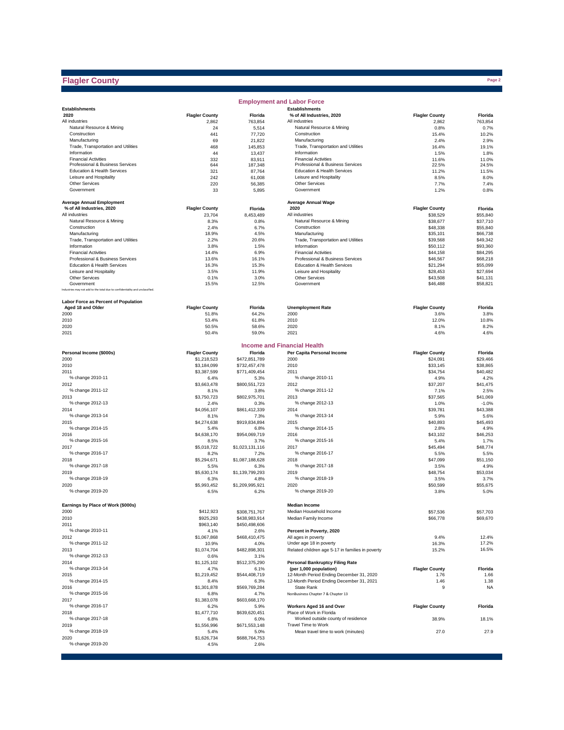# Flagler County

## Employment and Labor Force

| Establishments 2020 | Flagler County | Florida |
|---|---|---|
| All industries | 2,862 | 763,854 |
| Natural Resource & Mining | 24 | 5,514 |
| Construction | 441 | 77,720 |
| Manufacturing | 69 | 21,822 |
| Trade, Transportation and Utilities | 468 | 145,853 |
| Information | 44 | 13,437 |
| Financial Activities | 332 | 83,911 |
| Professional & Business Services | 644 | 187,348 |
| Education & Health Services | 321 | 87,764 |
| Leisure and Hospitality | 242 | 61,008 |
| Other Services | 220 | 56,385 |
| Government | 33 | 5,895 |

| Establishments % of All Industries, 2020 | Flagler County | Florida |
|---|---|---|
| All industries | 2,862 | 763,854 |
| Natural Resource & Mining | 0.8% | 0.7% |
| Construction | 15.4% | 10.2% |
| Manufacturing | 2.4% | 2.9% |
| Trade, Transportation and Utilities | 16.4% | 19.1% |
| Information | 1.5% | 1.8% |
| Financial Activities | 11.6% | 11.0% |
| Professional & Business Services | 22.5% | 24.5% |
| Education & Health Services | 11.2% | 11.5% |
| Leisure and Hospitality | 8.5% | 8.0% |
| Other Services | 7.7% | 7.4% |
| Government | 1.2% | 0.8% |

| Average Annual Employment % of All Industries, 2020 | Flagler County | Florida |
|---|---|---|
| All industries | 23,704 | 8,453,489 |
| Natural Resource & Mining | 8.3% | 0.8% |
| Construction | 2.4% | 6.7% |
| Manufacturing | 18.9% | 4.5% |
| Trade, Transportation and Utilities | 2.2% | 20.6% |
| Information | 3.8% | 1.5% |
| Financial Activities | 14.4% | 6.9% |
| Professional & Business Services | 13.6% | 16.1% |
| Education & Health Services | 16.3% | 15.3% |
| Leisure and Hospitality | 3.5% | 11.9% |
| Other Services | 0.1% | 3.0% |
| Government | 15.5% | 12.5% |

Industries may not add to the total due to confidentiality and unclassified.

| Average Annual Wage 2020 | Flagler County | Florida |
|---|---|---|
| All industries | $38,529 | $55,840 |
| Natural Resource & Mining | $38,677 | $37,710 |
| Construction | $48,338 | $55,840 |
| Manufacturing | $35,101 | $66,738 |
| Trade, Transportation and Utilities | $39,568 | $49,342 |
| Information | $50,112 | $93,360 |
| Financial Activities | $44,158 | $84,295 |
| Professional & Business Services | $46,567 | $68,218 |
| Education & Health Services | $21,294 | $55,099 |
| Leisure and Hospitality | $28,453 | $27,694 |
| Other Services | $43,508 | $41,131 |
| Government | $46,488 | $58,821 |

| Labor Force as Percent of Population Aged 18 and Older | Flagler County | Florida |
|---|---|---|
| 2000 | 51.8% | 64.2% |
| 2010 | 53.4% | 61.8% |
| 2020 | 50.5% | 58.6% |
| 2021 | 50.4% | 59.0% |

| Unemployment Rate | Flagler County | Florida |
|---|---|---|
| 2000 | 3.6% | 3.8% |
| 2010 | 12.0% | 10.8% |
| 2020 | 8.1% | 8.2% |
| 2021 | 4.6% | 4.6% |

## Income and Financial Health

| Personal Income ($000s) | Flagler County | Florida |
|---|---|---|
| 2000 | $1,218,523 | $472,851,789 |
| 2010 | $3,184,099 | $732,457,478 |
| 2011 | $3,387,599 | $771,409,454 |
| % change 2010-11 | 6.4% | 5.3% |
| 2012 | $3,663,478 | $800,551,723 |
| % change 2011-12 | 8.1% | 3.8% |
| 2013 | $3,750,723 | $802,975,701 |
| % change 2012-13 | 2.4% | 0.3% |
| 2014 | $4,056,107 | $861,412,339 |
| % change 2013-14 | 8.1% | 7.3% |
| 2015 | $4,274,638 | $919,834,894 |
| % change 2014-15 | 5.4% | 6.8% |
| 2016 | $4,638,170 | $954,069,719 |
| % change 2015-16 | 8.5% | 3.7% |
| 2017 | $5,018,722 | $1,023,131,116 |
| % change 2016-17 | 8.2% | 7.2% |
| 2018 | $5,294,671 | $1,087,188,628 |
| % change 2017-18 | 5.5% | 6.3% |
| 2019 | $5,630,174 | $1,139,799,293 |
| % change 2018-19 | 6.3% | 4.8% |
| 2020 | $5,993,452 | $1,209,995,921 |
| % change 2019-20 | 6.5% | 6.2% |

| Per Capita Personal Income | Flagler County | Florida |
|---|---|---|
| 2000 | $24,091 | $29,466 |
| 2010 | $33,145 | $38,865 |
| 2011 | $34,754 | $40,482 |
| % change 2010-11 | 4.9% | 4.2% |
| 2012 | $37,207 | $41,475 |
| % change 2011-12 | 7.1% | 2.5% |
| 2013 | $37,565 | $41,069 |
| % change 2012-13 | 1.0% | -1.0% |
| 2014 | $39,781 | $43,388 |
| % change 2013-14 | 5.9% | 5.6% |
| 2015 | $40,893 | $45,493 |
| % change 2014-15 | 2.8% | 4.9% |
| 2016 | $43,102 | $46,253 |
| % change 2015-16 | 5.4% | 1.7% |
| 2017 | $45,494 | $48,774 |
| % change 2016-17 | 5.5% | 5.5% |
| 2018 | $47,099 | $51,150 |
| % change 2017-18 | 3.5% | 4.9% |
| 2019 | $48,754 | $53,034 |
| % change 2018-19 | 3.5% | 3.7% |
| 2020 | $50,599 | $55,675 |
| % change 2019-20 | 3.8% | 5.0% |

| Earnings by Place of Work ($000s) | Flagler County | Florida |
|---|---|---|
| 2000 | $412,923 | $308,751,767 |
| 2010 | $925,293 | $438,983,914 |
| 2011 | $963,140 | $450,498,606 |
| % change 2010-11 | 4.1% | 2.6% |
| 2012 | $1,067,868 | $468,410,475 |
| % change 2011-12 | 10.9% | 4.0% |
| 2013 | $1,074,704 | $482,898,301 |
| % change 2012-13 | 0.6% | 3.1% |
| 2014 | $1,125,102 | $512,375,290 |
| % change 2013-14 | 4.7% | 6.1% |
| 2015 | $1,219,452 | $544,408,719 |
| % change 2014-15 | 8.4% | 6.3% |
| 2016 | $1,301,878 | $569,769,284 |
| % change 2015-16 | 6.8% | 4.7% |
| 2017 | $1,383,078 | $603,668,170 |
| % change 2016-17 | 6.2% | 5.9% |
| 2018 | $1,477,710 | $639,620,451 |
| % change 2017-18 | 6.8% | 6.0% |
| 2019 | $1,556,996 | $671,553,148 |
| % change 2018-19 | 5.4% | 5.0% |
| 2020 | $1,626,734 | $688,764,753 |
| % change 2019-20 | 4.5% | 2.6% |

| Median Income | Flagler County | Florida |
|---|---|---|
| Median Household Income | $57,536 | $57,703 |
| Median Family Income | $66,778 | $69,670 |

| Percent in Poverty, 2020 | Flagler County | Florida |
|---|---|---|
| All ages in poverty | 9.4% | 12.4% |
| Under age 18 in poverty | 16.3% | 17.2% |
| Related children age 5-17 in families in poverty | 15.2% | 16.5% |

| Personal Bankruptcy Filing Rate (per 1,000 population) | Flagler County | Florida |
|---|---|---|
| 12-Month Period Ending December 31, 2020 | 1.76 | 1.66 |
| 12-Month Period Ending December 31, 2021 | 1.46 | 1.38 |
| State Rank | 9 | NA |

NonBusiness Chapter 7 & Chapter 13

| Workers Aged 16 and Over | Flagler County | Florida |
|---|---|---|
| Place of Work in Florida | | |
| Worked outside county of residence | 38.9% | 18.1% |
| Travel Time to Work | | |
| Mean travel time to work (minutes) | 27.0 | 27.9 |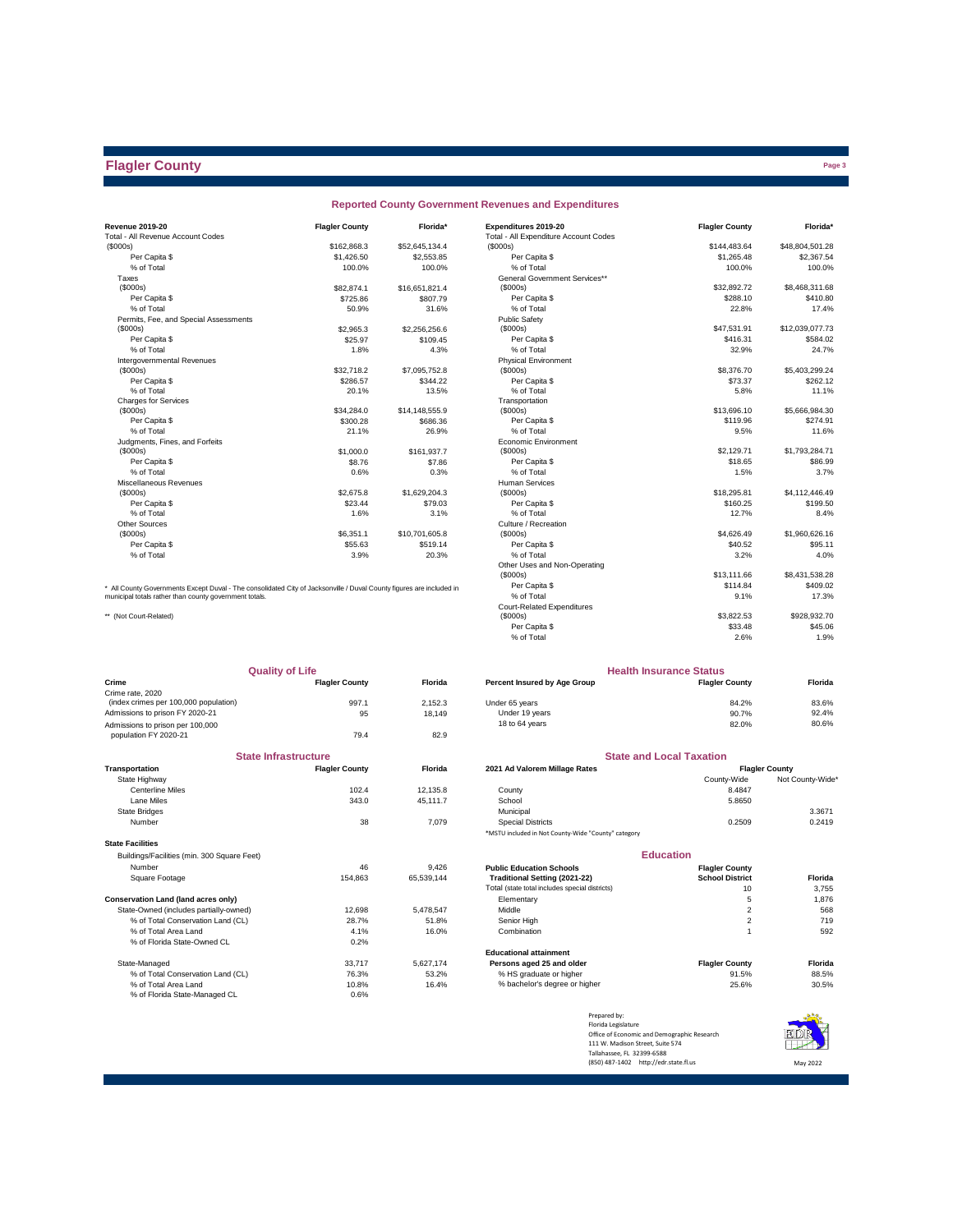# Flagler County

## Reported County Government Revenues and Expenditures

| Revenue 2019-20 | Flagler County | Florida* |
|---|---|---|
| Total - All Revenue Account Codes | | |
| ($000s) | $162,868.3 | $52,645,134.4 |
| Per Capita $ | $1,426.50 | $2,553.85 |
| % of Total | 100.0% | 100.0% |
| Taxes | | |
| ($000s) | $82,874.1 | $16,651,821.4 |
| Per Capita $ | $725.86 | $807.79 |
| % of Total | 50.9% | 31.6% |
| Permits, Fee, and Special Assessments | | |
| ($000s) | $2,965.3 | $2,256,256.6 |
| Per Capita $ | $25.97 | $109.45 |
| % of Total | 1.8% | 4.3% |
| Intergovernmental Revenues | | |
| ($000s) | $32,718.2 | $7,095,752.8 |
| Per Capita $ | $286.57 | $344.22 |
| % of Total | 20.1% | 13.5% |
| Charges for Services | | |
| ($000s) | $34,284.0 | $14,148,555.9 |
| Per Capita $ | $300.28 | $686.36 |
| % of Total | 21.1% | 26.9% |
| Judgments, Fines, and Forfeits | | |
| ($000s) | $1,000.0 | $161,937.7 |
| Per Capita $ | $8.76 | $7.86 |
| % of Total | 0.6% | 0.3% |
| Miscellaneous Revenues | | |
| ($000s) | $2,675.8 | $1,629,204.3 |
| Per Capita $ | $23.44 | $79.03 |
| % of Total | 1.6% | 3.1% |
| Other Sources | | |
| ($000s) | $6,351.1 | $10,701,605.8 |
| Per Capita $ | $55.63 | $519.14 |
| % of Total | 3.9% | 20.3% |

\* All County Governments Except Duval - The consolidated City of Jacksonville / Duval County figures are included in municipal totals rather than county government totals.

\*\* (Not Court-Related)

| Expenditures 2019-20 | Flagler County | Florida* |
|---|---|---|
| Total - All Expenditure Account Codes | | |
| ($000s) | $144,483.64 | $48,804,501.28 |
| Per Capita $ | $1,265.48 | $2,367.54 |
| % of Total | 100.0% | 100.0% |
| General Government Services** | | |
| ($000s) | $32,892.72 | $8,468,311.68 |
| Per Capita $ | $288.10 | $410.80 |
| % of Total | 22.8% | 17.4% |
| Public Safety | | |
| ($000s) | $47,531.91 | $12,039,077.73 |
| Per Capita $ | $416.31 | $584.02 |
| % of Total | 32.9% | 24.7% |
| Physical Environment | | |
| ($000s) | $8,376.70 | $5,403,299.24 |
| Per Capita $ | $73.37 | $262.12 |
| % of Total | 5.8% | 11.1% |
| Transportation | | |
| ($000s) | $13,696.10 | $5,666,984.30 |
| Per Capita $ | $119.96 | $274.91 |
| % of Total | 9.5% | 11.6% |
| Economic Environment | | |
| ($000s) | $2,129.71 | $1,793,284.71 |
| Per Capita $ | $18.65 | $86.99 |
| % of Total | 1.5% | 3.7% |
| Human Services | | |
| ($000s) | $18,295.81 | $4,112,446.49 |
| Per Capita $ | $160.25 | $199.50 |
| % of Total | 12.7% | 8.4% |
| Culture / Recreation | | |
| ($000s) | $4,626.49 | $1,960,626.16 |
| Per Capita $ | $40.52 | $95.11 |
| % of Total | 3.2% | 4.0% |
| Other Uses and Non-Operating | | |
| ($000s) | $13,111.66 | $8,431,538.28 |
| Per Capita $ | $114.84 | $409.02 |
| % of Total | 9.1% | 17.3% |
| Court-Related Expenditures | | |
| ($000s) | $3,822.53 | $928,932.70 |
| Per Capita $ | $33.48 | $45.06 |
| % of Total | 2.6% | 1.9% |

## Quality of Life

| Crime | Flagler County | Florida |
|---|---|---|
| Crime rate, 2020 (index crimes per 100,000 population) | 997.1 | 2,152.3 |
| Admissions to prison FY 2020-21 | 95 | 18,149 |
| Admissions to prison per 100,000 population FY 2020-21 | 79.4 | 82.9 |

## Health Insurance Status

| Percent Insured by Age Group | Flagler County | Florida |
|---|---|---|
| Under 65 years | 84.2% | 83.6% |
| Under 19 years | 90.7% | 92.4% |
| 18 to 64 years | 82.0% | 80.6% |

## State Infrastructure

| Transportation | Flagler County | Florida |
|---|---|---|
| State Highway | | |
| Centerline Miles | 102.4 | 12,135.8 |
| Lane Miles | 343.0 | 45,111.7 |
| State Bridges | | |
| Number | 38 | 7,079 |

| State Facilities | Flagler County | Florida |
|---|---|---|
| Buildings/Facilities (min. 300 Square Feet) | | |
| Number | 46 | 9,426 |
| Square Footage | 154,863 | 65,539,144 |

| Conservation Land (land acres only) | Flagler County | Florida |
|---|---|---|
| State-Owned (includes partially-owned) | 12,698 | 5,478,547 |
| % of Total Conservation Land (CL) | 28.7% | 51.8% |
| % of Total Area Land | 4.1% | 16.0% |
| % of Florida State-Owned CL | 0.2% | |
| State-Managed | 33,717 | 5,627,174 |
| % of Total Conservation Land (CL) | 76.3% | 53.2% |
| % of Total Area Land | 10.8% | 16.4% |
| % of Florida State-Managed CL | 0.6% | |

## State and Local Taxation

| 2021 Ad Valorem Millage Rates | Flagler County | |
|---|---|---|
| | County-Wide | Not County-Wide* |
| County | 8.4847 | |
| School | 5.8650 | |
| Municipal | | 3.3671 |
| Special Districts | 0.2509 | 0.2419 |

\*MSTU included in Not County-Wide "County" category

## Education

| Public Education Schools Traditional Setting (2021-22) | Flagler County School District | Florida |
|---|---|---|
| Total (state total includes special districts) | 10 | 3,755 |
| Elementary | 5 | 1,876 |
| Middle | 2 | 568 |
| Senior High | 2 | 719 |
| Combination | 1 | 592 |

| Educational attainment Persons aged 25 and older | Flagler County | Florida |
|---|---|---|
| % HS graduate or higher | 91.5% | 88.5% |
| % bachelor's degree or higher | 25.6% | 30.5% |

Prepared by:
Florida Legislature
Office of Economic and Demographic Research
111 W. Madison Street, Suite 574
Tallahassee, FL 32399-6588
(850) 487-1402 http://edr.state.fl.us

May 2022